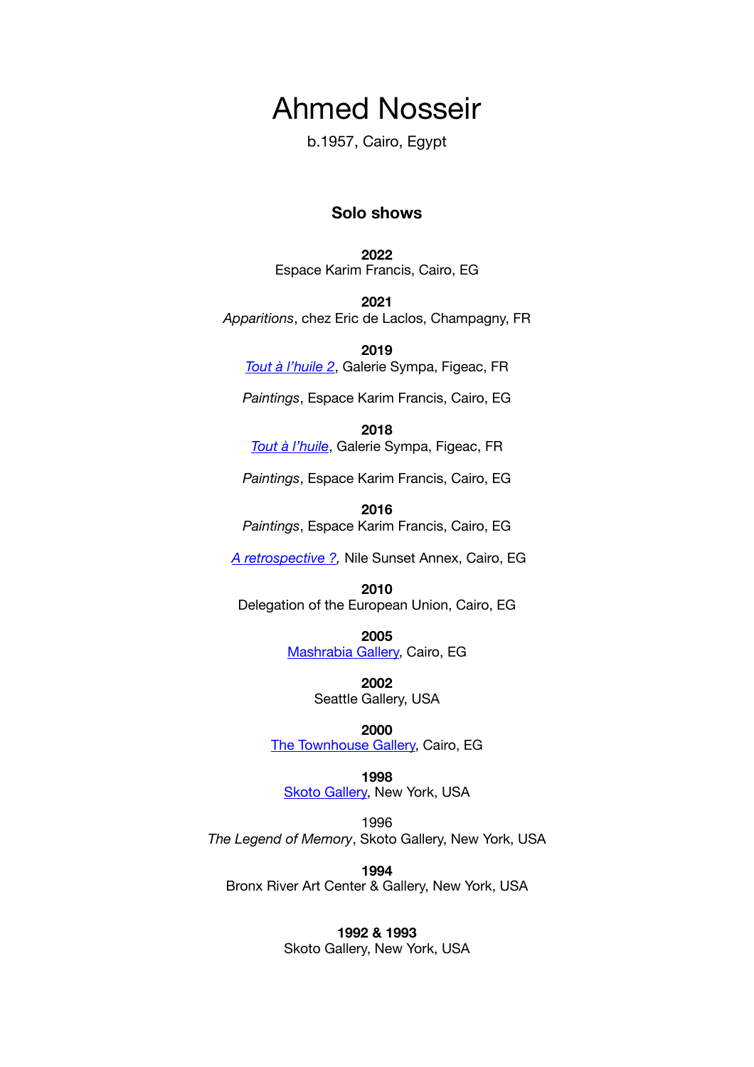# Ahmed Nosseir

b.1957, Cairo, Egypt

## Solo shows

**2022**
Espace Karim Francis, Cairo, EG

**2021**
*Apparitions*, chez Eric de Laclos, Champagny, FR

**2019**
*Tout à l'huile 2*, Galerie Sympa, Figeac, FR

*Paintings*, Espace Karim Francis, Cairo, EG

**2018**
*Tout à l'huile*, Galerie Sympa, Figeac, FR

*Paintings*, Espace Karim Francis, Cairo, EG

**2016**
*Paintings*, Espace Karim Francis, Cairo, EG

*A retrospective ?*, Nile Sunset Annex, Cairo, EG

**2010**
Delegation of the European Union, Cairo, EG

**2005**
Mashrabia Gallery, Cairo, EG

**2002**
Seattle Gallery, USA

**2000**
The Townhouse Gallery, Cairo, EG

**1998**
Skoto Gallery, New York, USA

1996
*The Legend of Memory*, Skoto Gallery, New York, USA

**1994**
Bronx River Art Center & Gallery, New York, USA

**1992 & 1993**
Skoto Gallery, New York, USA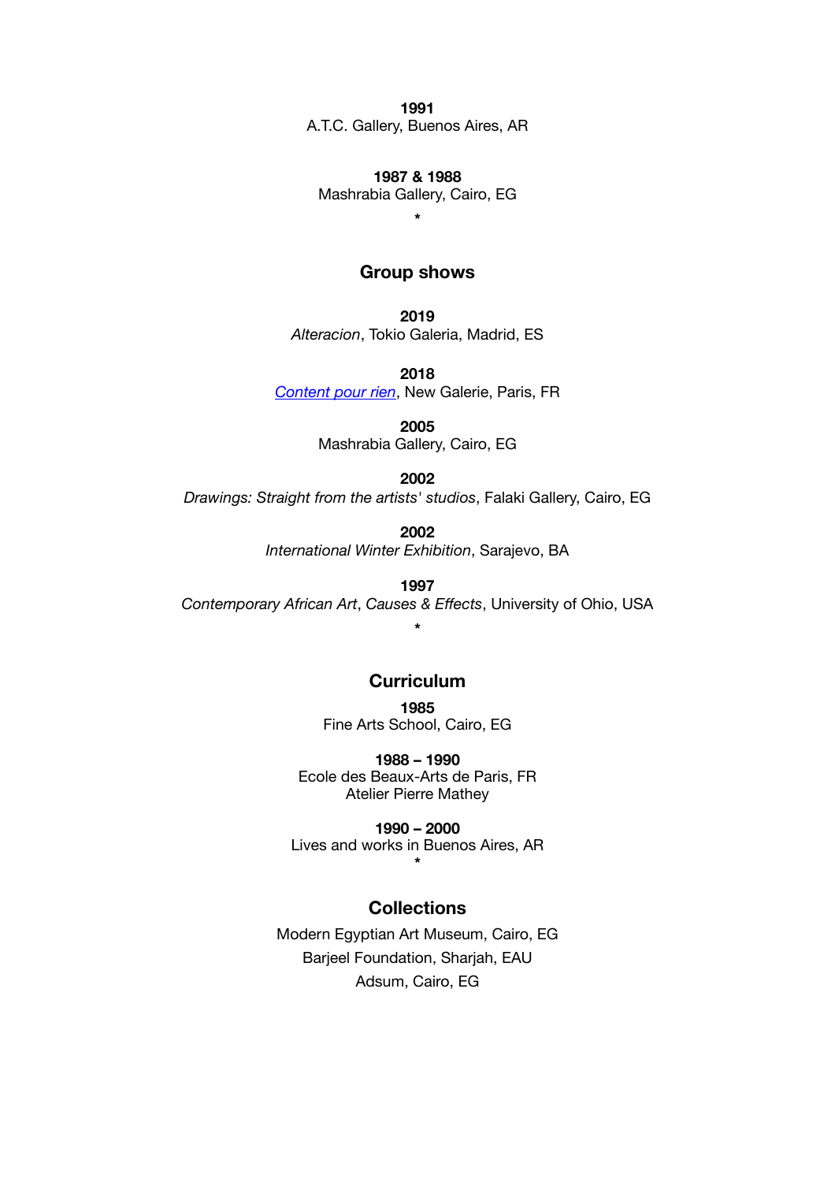**1991**
A.T.C. Gallery, Buenos Aires, AR

**1987 & 1988**
Mashrabia Gallery, Cairo, EG

*

## Group shows

**2019**
*Alteracion*, Tokio Galeria, Madrid, ES

**2018**
*Content pour rien*, New Galerie, Paris, FR

**2005**
Mashrabia Gallery, Cairo, EG

**2002**
*Drawings: Straight from the artists' studios*, Falaki Gallery, Cairo, EG

**2002**
*International Winter Exhibition*, Sarajevo, BA

**1997**
*Contemporary African Art*, *Causes & Effects*, University of Ohio, USA

*

## Curriculum

**1985**
Fine Arts School, Cairo, EG

**1988 – 1990**
Ecole des Beaux-Arts de Paris, FR
Atelier Pierre Mathey

**1990 – 2000**
Lives and works in Buenos Aires, AR

*

## Collections

Modern Egyptian Art Museum, Cairo, EG
Barjeel Foundation, Sharjah, EAU
Adsum, Cairo, EG